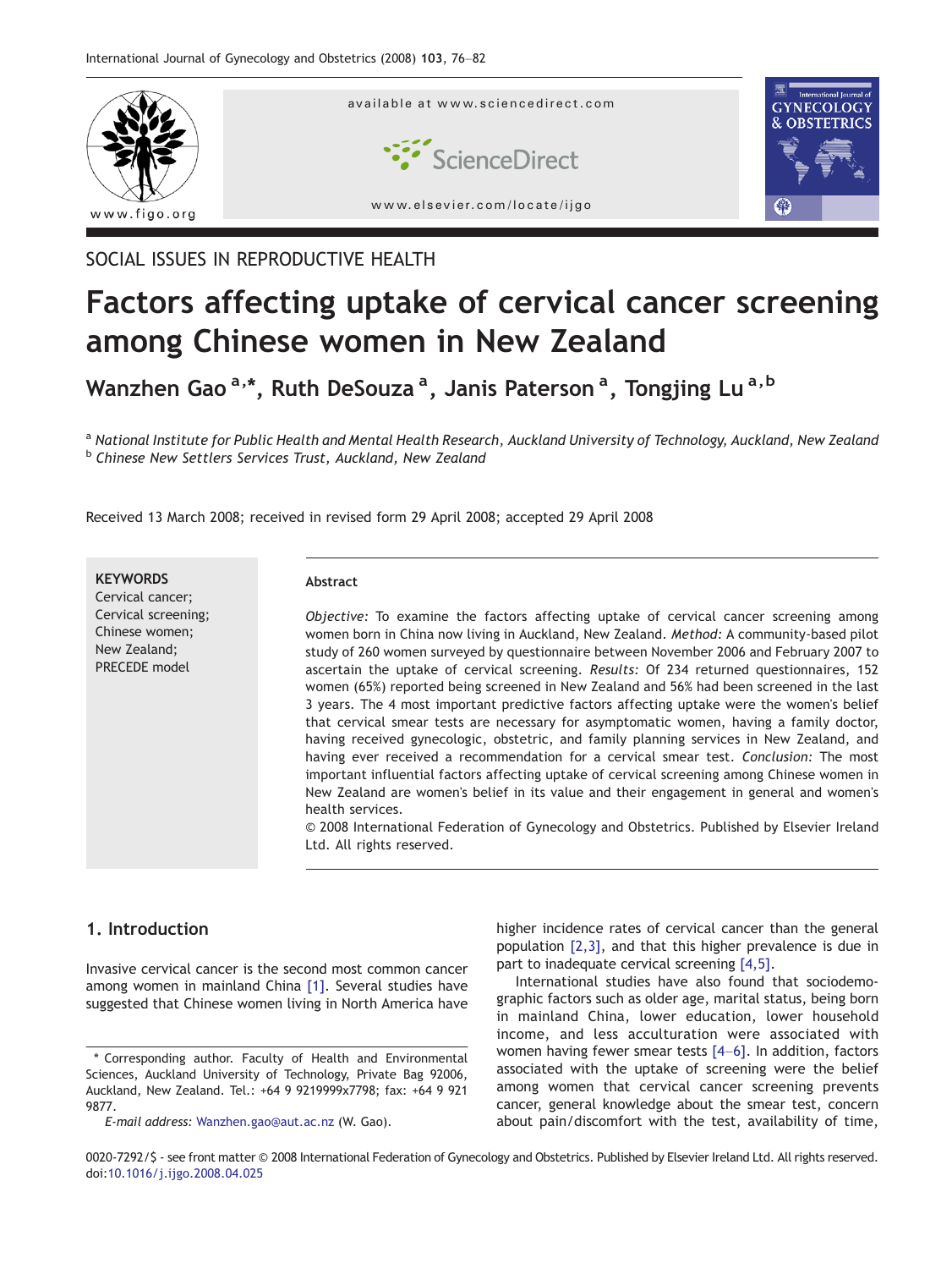SOCIAL ISSUES IN REPRODUCTIVE HEALTH

# Factors affecting uptake of cervical cancer screening among Chinese women in New Zealand

**Wanzhen Gao [a,*], Ruth DeSouza [a], Janis Paterson [a], Tongjing Lu [a,b]**

[a] *National Institute for Public Health and Mental Health Research, Auckland University of Technology, Auckland, New Zealand*
[b] *Chinese New Settlers Services Trust, Auckland, New Zealand*

Received 13 March 2008; received in revised form 29 April 2008; accepted 29 April 2008

**KEYWORDS**
Cervical cancer;
Cervical screening;
Chinese women;
New Zealand;
PRECEDE model

**Abstract**

*Objective:* To examine the factors affecting uptake of cervical cancer screening among women born in China now living in Auckland, New Zealand. *Method:* A community-based pilot study of 260 women surveyed by questionnaire between November 2006 and February 2007 to ascertain the uptake of cervical screening. *Results:* Of 234 returned questionnaires, 152 women (65%) reported being screened in New Zealand and 56% had been screened in the last 3 years. The 4 most important predictive factors affecting uptake were the women's belief that cervical smear tests are necessary for asymptomatic women, having a family doctor, having received gynecologic, obstetric, and family planning services in New Zealand, and having ever received a recommendation for a cervical smear test. *Conclusion:* The most important influential factors affecting uptake of cervical screening among Chinese women in New Zealand are women's belief in its value and their engagement in general and women's health services.
© 2008 International Federation of Gynecology and Obstetrics. Published by Elsevier Ireland Ltd. All rights reserved.

## 1. Introduction

Invasive cervical cancer is the second most common cancer among women in mainland China [1]. Several studies have suggested that Chinese women living in North America have higher incidence rates of cervical cancer than the general population [2,3], and that this higher prevalence is due in part to inadequate cervical screening [4,5].

International studies have also found that sociodemographic factors such as older age, marital status, being born in mainland China, lower education, lower household income, and less acculturation were associated with women having fewer smear tests [4–6]. In addition, factors associated with the uptake of screening were the belief among women that cervical cancer screening prevents cancer, general knowledge about the smear test, concern about pain/discomfort with the test, availability of time,

* Corresponding author. Faculty of Health and Environmental Sciences, Auckland University of Technology, Private Bag 92006, Auckland, New Zealand. Tel.: +64 9 9219999x7798; fax: +64 9 921 9877.
*E-mail address:* Wanzhen.gao@aut.ac.nz (W. Gao).

0020-7292/$ - see front matter © 2008 International Federation of Gynecology and Obstetrics. Published by Elsevier Ireland Ltd. All rights reserved.
doi:10.1016/j.ijgo.2008.04.025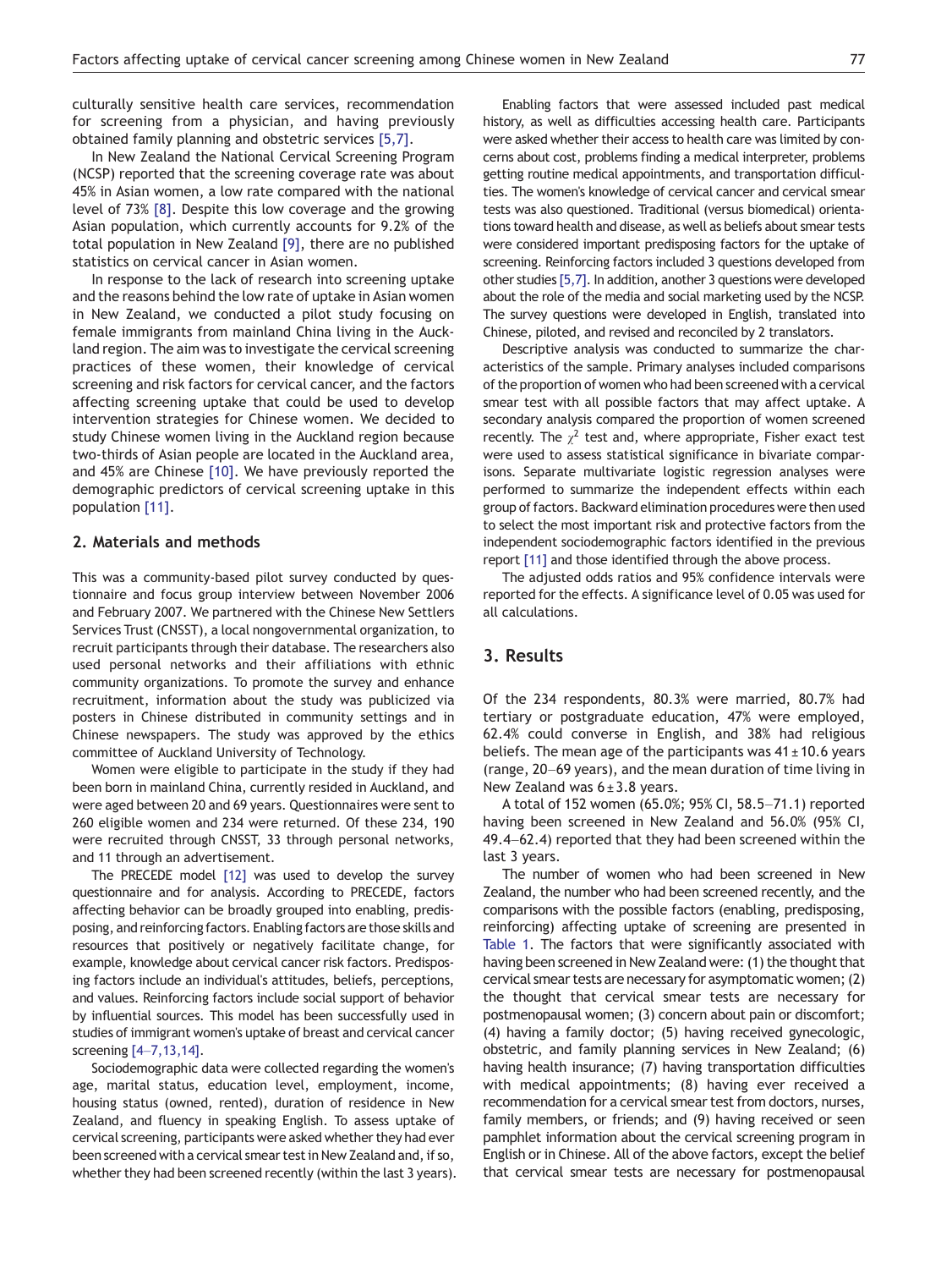culturally sensitive health care services, recommendation for screening from a physician, and having previously obtained family planning and obstetric services [5,7].

In New Zealand the National Cervical Screening Program (NCSP) reported that the screening coverage rate was about 45% in Asian women, a low rate compared with the national level of 73% [8]. Despite this low coverage and the growing Asian population, which currently accounts for 9.2% of the total population in New Zealand [9], there are no published statistics on cervical cancer in Asian women.

In response to the lack of research into screening uptake and the reasons behind the low rate of uptake in Asian women in New Zealand, we conducted a pilot study focusing on female immigrants from mainland China living in the Auckland region. The aim was to investigate the cervical screening practices of these women, their knowledge of cervical screening and risk factors for cervical cancer, and the factors affecting screening uptake that could be used to develop intervention strategies for Chinese women. We decided to study Chinese women living in the Auckland region because two-thirds of Asian people are located in the Auckland area, and 45% are Chinese [10]. We have previously reported the demographic predictors of cervical screening uptake in this population [11].

## 2. Materials and methods

This was a community-based pilot survey conducted by questionnaire and focus group interview between November 2006 and February 2007. We partnered with the Chinese New Settlers Services Trust (CNSST), a local nongovernmental organization, to recruit participants through their database. The researchers also used personal networks and their affiliations with ethnic community organizations. To promote the survey and enhance recruitment, information about the study was publicized via posters in Chinese distributed in community settings and in Chinese newspapers. The study was approved by the ethics committee of Auckland University of Technology.

Women were eligible to participate in the study if they had been born in mainland China, currently resided in Auckland, and were aged between 20 and 69 years. Questionnaires were sent to 260 eligible women and 234 were returned. Of these 234, 190 were recruited through CNSST, 33 through personal networks, and 11 through an advertisement.

The PRECEDE model [12] was used to develop the survey questionnaire and for analysis. According to PRECEDE, factors affecting behavior can be broadly grouped into enabling, predisposing, and reinforcing factors. Enabling factors are those skills and resources that positively or negatively facilitate change, for example, knowledge about cervical cancer risk factors. Predisposing factors include an individual's attitudes, beliefs, perceptions, and values. Reinforcing factors include social support of behavior by influential sources. This model has been successfully used in studies of immigrant women's uptake of breast and cervical cancer screening [4–7,13,14].

Sociodemographic data were collected regarding the women's age, marital status, education level, employment, income, housing status (owned, rented), duration of residence in New Zealand, and fluency in speaking English. To assess uptake of cervical screening, participants were asked whether they had ever been screened with a cervical smear test in New Zealand and, if so, whether they had been screened recently (within the last 3 years).

Enabling factors that were assessed included past medical history, as well as difficulties accessing health care. Participants were asked whether their access to health care was limited by concerns about cost, problems finding a medical interpreter, problems getting routine medical appointments, and transportation difficulties. The women's knowledge of cervical cancer and cervical smear tests was also questioned. Traditional (versus biomedical) orientations toward health and disease, as well as beliefs about smear tests were considered important predisposing factors for the uptake of screening. Reinforcing factors included 3 questions developed from other studies [5,7]. In addition, another 3 questions were developed about the role of the media and social marketing used by the NCSP. The survey questions were developed in English, translated into Chinese, piloted, and revised and reconciled by 2 translators.

Descriptive analysis was conducted to summarize the characteristics of the sample. Primary analyses included comparisons of the proportion of women who had been screened with a cervical smear test with all possible factors that may affect uptake. A secondary analysis compared the proportion of women screened recently. The $\chi^2$ test and, where appropriate, Fisher exact test were used to assess statistical significance in bivariate comparisons. Separate multivariate logistic regression analyses were performed to summarize the independent effects within each group of factors. Backward elimination procedures were then used to select the most important risk and protective factors from the independent sociodemographic factors identified in the previous report [11] and those identified through the above process.

The adjusted odds ratios and 95% confidence intervals were reported for the effects. A significance level of 0.05 was used for all calculations.

## 3. Results

Of the 234 respondents, 80.3% were married, 80.7% had tertiary or postgraduate education, 47% were employed, 62.4% could converse in English, and 38% had religious beliefs. The mean age of the participants was $41 \pm 10.6$ years (range, 20–69 years), and the mean duration of time living in New Zealand was $6 \pm 3.8$ years.

A total of 152 women (65.0%; 95% CI, 58.5–71.1) reported having been screened in New Zealand and 56.0% (95% CI, 49.4–62.4) reported that they had been screened within the last 3 years.

The number of women who had been screened in New Zealand, the number who had been screened recently, and the comparisons with the possible factors (enabling, predisposing, reinforcing) affecting uptake of screening are presented in Table 1. The factors that were significantly associated with having been screened in New Zealand were: (1) the thought that cervical smear tests are necessary for asymptomatic women; (2) the thought that cervical smear tests are necessary for postmenopausal women; (3) concern about pain or discomfort; (4) having a family doctor; (5) having received gynecologic, obstetric, and family planning services in New Zealand; (6) having health insurance; (7) having transportation difficulties with medical appointments; (8) having ever received a recommendation for a cervical smear test from doctors, nurses, family members, or friends; and (9) having received or seen pamphlet information about the cervical screening program in English or in Chinese. All of the above factors, except the belief that cervical smear tests are necessary for postmenopausal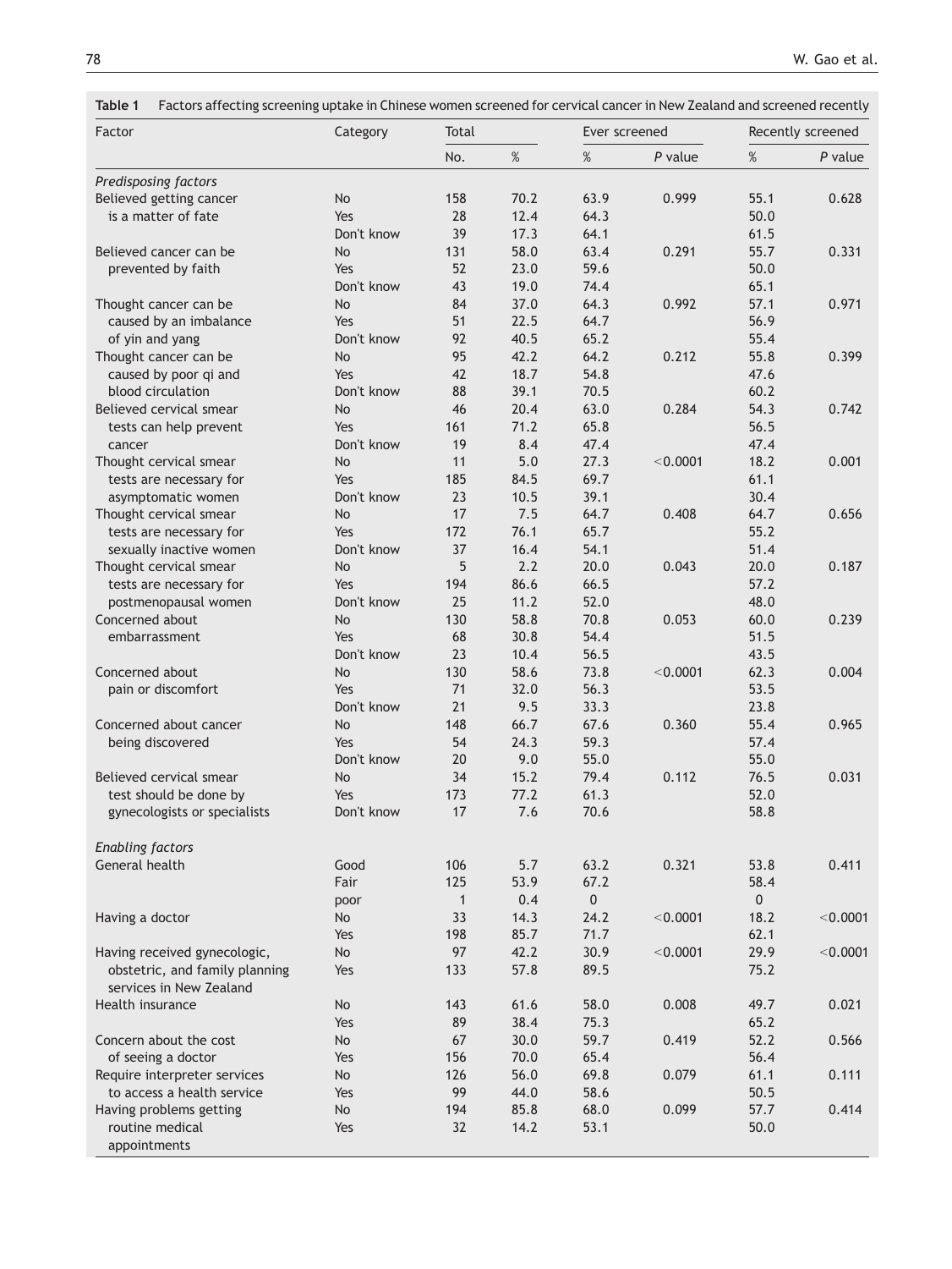**Table 1** Factors affecting screening uptake in Chinese women screened for cervical cancer in New Zealand and screened recently

| Factor | Category | Total | | Ever screened | | Recently screened | |
|---|---|---|---|---|---|---|---|
| | | No. | % | % | *P* value | % | *P* value |
| *Predisposing factors* | | | | | | | |
| Believed getting cancer is a matter of fate | No | 158 | 70.2 | 63.9 | 0.999 | 55.1 | 0.628 |
| | Yes | 28 | 12.4 | 64.3 | | 50.0 | |
| | Don't know | 39 | 17.3 | 64.1 | | 61.5 | |
| Believed cancer can be prevented by faith | No | 131 | 58.0 | 63.4 | 0.291 | 55.7 | 0.331 |
| | Yes | 52 | 23.0 | 59.6 | | 50.0 | |
| | Don't know | 43 | 19.0 | 74.4 | | 65.1 | |
| Thought cancer can be caused by an imbalance of yin and yang | No | 84 | 37.0 | 64.3 | 0.992 | 57.1 | 0.971 |
| | Yes | 51 | 22.5 | 64.7 | | 56.9 | |
| | Don't know | 92 | 40.5 | 65.2 | | 55.4 | |
| Thought cancer can be caused by poor qi and blood circulation | No | 95 | 42.2 | 64.2 | 0.212 | 55.8 | 0.399 |
| | Yes | 42 | 18.7 | 54.8 | | 47.6 | |
| | Don't know | 88 | 39.1 | 70.5 | | 60.2 | |
| Believed cervical smear tests can help prevent cancer | No | 46 | 20.4 | 63.0 | 0.284 | 54.3 | 0.742 |
| | Yes | 161 | 71.2 | 65.8 | | 56.5 | |
| | Don't know | 19 | 8.4 | 47.4 | | 47.4 | |
| Thought cervical smear tests are necessary for asymptomatic women | No | 11 | 5.0 | 27.3 | <0.0001 | 18.2 | 0.001 |
| | Yes | 185 | 84.5 | 69.7 | | 61.1 | |
| | Don't know | 23 | 10.5 | 39.1 | | 30.4 | |
| Thought cervical smear tests are necessary for sexually inactive women | No | 17 | 7.5 | 64.7 | 0.408 | 64.7 | 0.656 |
| | Yes | 172 | 76.1 | 65.7 | | 55.2 | |
| | Don't know | 37 | 16.4 | 54.1 | | 51.4 | |
| Thought cervical smear tests are necessary for postmenopausal women | No | 5 | 2.2 | 20.0 | 0.043 | 20.0 | 0.187 |
| | Yes | 194 | 86.6 | 66.5 | | 57.2 | |
| | Don't know | 25 | 11.2 | 52.0 | | 48.0 | |
| Concerned about embarrassment | No | 130 | 58.8 | 70.8 | 0.053 | 60.0 | 0.239 |
| | Yes | 68 | 30.8 | 54.4 | | 51.5 | |
| | Don't know | 23 | 10.4 | 56.5 | | 43.5 | |
| Concerned about pain or discomfort | No | 130 | 58.6 | 73.8 | <0.0001 | 62.3 | 0.004 |
| | Yes | 71 | 32.0 | 56.3 | | 53.5 | |
| | Don't know | 21 | 9.5 | 33.3 | | 23.8 | |
| Concerned about cancer being discovered | No | 148 | 66.7 | 67.6 | 0.360 | 55.4 | 0.965 |
| | Yes | 54 | 24.3 | 59.3 | | 57.4 | |
| | Don't know | 20 | 9.0 | 55.0 | | 55.0 | |
| Believed cervical smear test should be done by gynecologists or specialists | No | 34 | 15.2 | 79.4 | 0.112 | 76.5 | 0.031 |
| | Yes | 173 | 77.2 | 61.3 | | 52.0 | |
| | Don't know | 17 | 7.6 | 70.6 | | 58.8 | |
| *Enabling factors* | | | | | | | |
| General health | Good | 106 | 5.7 | 63.2 | 0.321 | 53.8 | 0.411 |
| | Fair | 125 | 53.9 | 67.2 | | 58.4 | |
| | poor | 1 | 0.4 | 0 | | 0 | |
| Having a doctor | No | 33 | 14.3 | 24.2 | <0.0001 | 18.2 | <0.0001 |
| | Yes | 198 | 85.7 | 71.7 | | 62.1 | |
| Having received gynecologic, obstetric, and family planning services in New Zealand | No | 97 | 42.2 | 30.9 | <0.0001 | 29.9 | <0.0001 |
| | Yes | 133 | 57.8 | 89.5 | | 75.2 | |
| Health insurance | No | 143 | 61.6 | 58.0 | 0.008 | 49.7 | 0.021 |
| | Yes | 89 | 38.4 | 75.3 | | 65.2 | |
| Concern about the cost of seeing a doctor | No | 67 | 30.0 | 59.7 | 0.419 | 52.2 | 0.566 |
| | Yes | 156 | 70.0 | 65.4 | | 56.4 | |
| Require interpreter services to access a health service | No | 126 | 56.0 | 69.8 | 0.079 | 61.1 | 0.111 |
| | Yes | 99 | 44.0 | 58.6 | | 50.5 | |
| Having problems getting routine medical appointments | No | 194 | 85.8 | 68.0 | 0.099 | 57.7 | 0.414 |
| | Yes | 32 | 14.2 | 53.1 | | 50.0 | |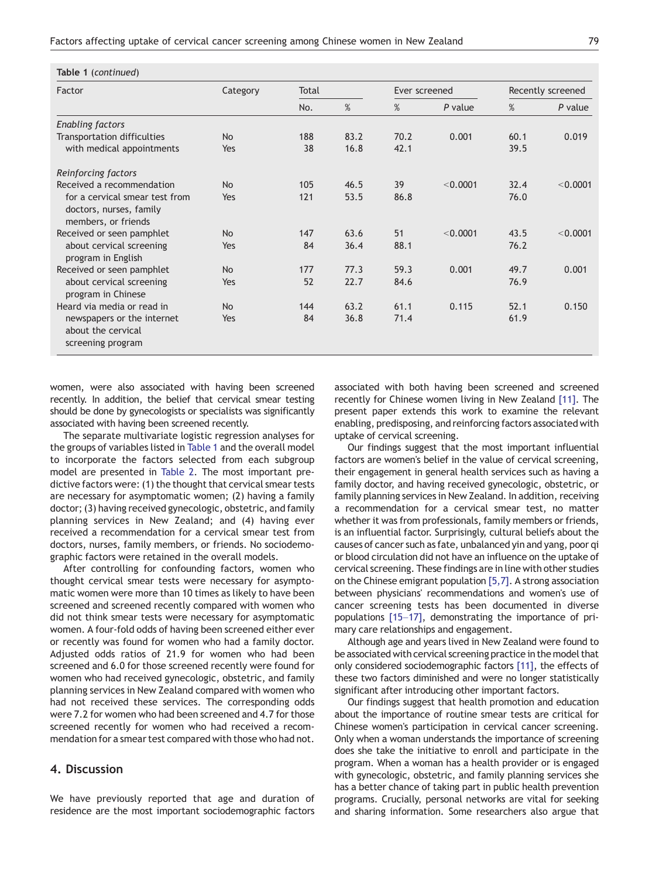**Table 1** (*continued*)

| Factor | Category | Total | | Ever screened | | Recently screened | |
|---|---|---|---|---|---|---|---|
| | | No. | % | % | *P* value | % | *P* value |
| *Enabling factors* | | | | | | | |
| Transportation difficulties with medical appointments | No | 188 | 83.2 | 70.2 | 0.001 | 60.1 | 0.019 |
| | Yes | 38 | 16.8 | 42.1 | | 39.5 | |
| *Reinforcing factors* | | | | | | | |
| Received a recommendation for a cervical smear test from doctors, nurses, family members, or friends | No | 105 | 46.5 | 39 | <0.0001 | 32.4 | <0.0001 |
| | Yes | 121 | 53.5 | 86.8 | | 76.0 | |
| Received or seen pamphlet about cervical screening program in English | No | 147 | 63.6 | 51 | <0.0001 | 43.5 | <0.0001 |
| | Yes | 84 | 36.4 | 88.1 | | 76.2 | |
| Received or seen pamphlet about cervical screening program in Chinese | No | 177 | 77.3 | 59.3 | 0.001 | 49.7 | 0.001 |
| | Yes | 52 | 22.7 | 84.6 | | 76.9 | |
| Heard via media or read in newspapers or the internet about the cervical screening program | No | 144 | 63.2 | 61.1 | 0.115 | 52.1 | 0.150 |
| | Yes | 84 | 36.8 | 71.4 | | 61.9 | |

women, were also associated with having been screened recently. In addition, the belief that cervical smear testing should be done by gynecologists or specialists was significantly associated with having been screened recently.

The separate multivariate logistic regression analyses for the groups of variables listed in Table 1 and the overall model to incorporate the factors selected from each subgroup model are presented in Table 2. The most important predictive factors were: (1) the thought that cervical smear tests are necessary for asymptomatic women; (2) having a family doctor; (3) having received gynecologic, obstetric, and family planning services in New Zealand; and (4) having ever received a recommendation for a cervical smear test from doctors, nurses, family members, or friends. No sociodemographic factors were retained in the overall models.

After controlling for confounding factors, women who thought cervical smear tests were necessary for asymptomatic women were more than 10 times as likely to have been screened and screened recently compared with women who did not think smear tests were necessary for asymptomatic women. A four-fold odds of having been screened either ever or recently was found for women who had a family doctor. Adjusted odds ratios of 21.9 for women who had been screened and 6.0 for those screened recently were found for women who had received gynecologic, obstetric, and family planning services in New Zealand compared with women who had not received these services. The corresponding odds were 7.2 for women who had been screened and 4.7 for those screened recently for women who had received a recommendation for a smear test compared with those who had not.

## 4. Discussion

We have previously reported that age and duration of residence are the most important sociodemographic factors associated with both having been screened and screened recently for Chinese women living in New Zealand [11]. The present paper extends this work to examine the relevant enabling, predisposing, and reinforcing factors associated with uptake of cervical screening.

Our findings suggest that the most important influential factors are women's belief in the value of cervical screening, their engagement in general health services such as having a family doctor, and having received gynecologic, obstetric, or family planning services in New Zealand. In addition, receiving a recommendation for a cervical smear test, no matter whether it was from professionals, family members or friends, is an influential factor. Surprisingly, cultural beliefs about the causes of cancer such as fate, unbalanced yin and yang, poor qi or blood circulation did not have an influence on the uptake of cervical screening. These findings are in line with other studies on the Chinese emigrant population [5,7]. A strong association between physicians' recommendations and women's use of cancer screening tests has been documented in diverse populations [15–17], demonstrating the importance of primary care relationships and engagement.

Although age and years lived in New Zealand were found to be associated with cervical screening practice in the model that only considered sociodemographic factors [11], the effects of these two factors diminished and were no longer statistically significant after introducing other important factors.

Our findings suggest that health promotion and education about the importance of routine smear tests are critical for Chinese women's participation in cervical cancer screening. Only when a woman understands the importance of screening does she take the initiative to enroll and participate in the program. When a woman has a health provider or is engaged with gynecologic, obstetric, and family planning services she has a better chance of taking part in public health prevention programs. Crucially, personal networks are vital for seeking and sharing information. Some researchers also argue that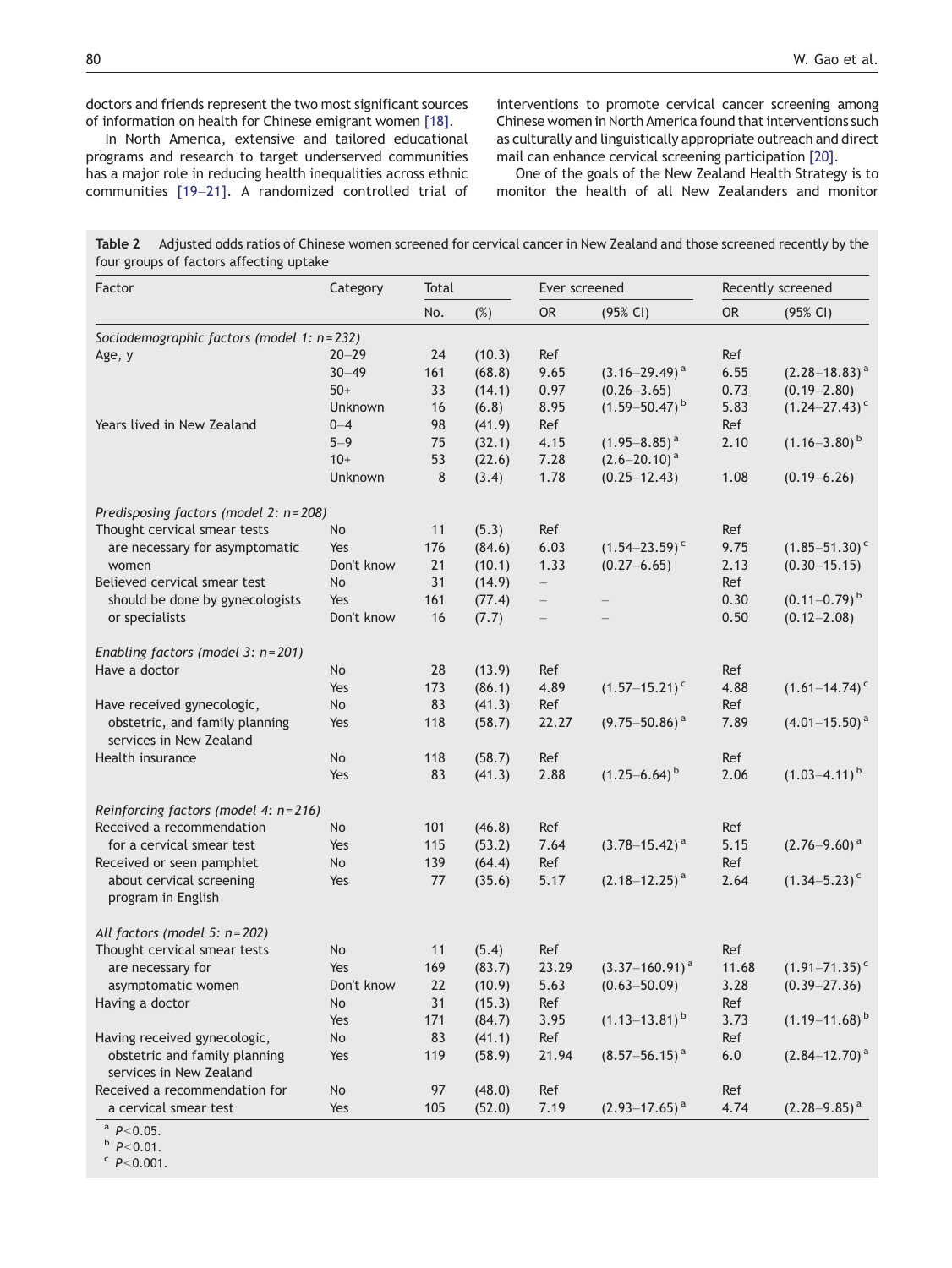doctors and friends represent the two most significant sources of information on health for Chinese emigrant women [18].

In North America, extensive and tailored educational programs and research to target underserved communities has a major role in reducing health inequalities across ethnic communities [19–21]. A randomized controlled trial of interventions to promote cervical cancer screening among Chinese women in North America found that interventions such as culturally and linguistically appropriate outreach and direct mail can enhance cervical screening participation [20].

One of the goals of the New Zealand Health Strategy is to monitor the health of all New Zealanders and monitor

**Table 2** Adjusted odds ratios of Chinese women screened for cervical cancer in New Zealand and those screened recently by the four groups of factors affecting uptake

| Factor | Category | Total | | Ever screened | | Recently screened | |
|---|---|---|---|---|---|---|---|
| | | No. | (%) | OR | (95% CI) | OR | (95% CI) |
| *Sociodemographic factors (model 1: n=232)* | | | | | | | |
| Age, y | 20–29 | 24 | (10.3) | Ref | | Ref | |
| | 30–49 | 161 | (68.8) | 9.65 | (3.16–29.49) [a] | 6.55 | (2.28–18.83) [a] |
| | 50+ | 33 | (14.1) | 0.97 | (0.26–3.65) | 0.73 | (0.19–2.80) |
| | Unknown | 16 | (6.8) | 8.95 | (1.59–50.47) [b] | 5.83 | (1.24–27.43) [c] |
| Years lived in New Zealand | 0–4 | 98 | (41.9) | Ref | | Ref | |
| | 5–9 | 75 | (32.1) | 4.15 | (1.95–8.85) [a] | 2.10 | (1.16–3.80) [b] |
| | 10+ | 53 | (22.6) | 7.28 | (2.6–20.10) [a] | | |
| | Unknown | 8 | (3.4) | 1.78 | (0.25–12.43) | 1.08 | (0.19–6.26) |
| *Predisposing factors (model 2: n=208)* | | | | | | | |
| Thought cervical smear tests are necessary for asymptomatic women | No | 11 | (5.3) | Ref | | Ref | |
| | Yes | 176 | (84.6) | 6.03 | (1.54–23.59) [c] | 9.75 | (1.85–51.30) [c] |
| | Don't know | 21 | (10.1) | 1.33 | (0.27–6.65) | 2.13 | (0.30–15.15) |
| Believed cervical smear test should be done by gynecologists or specialists | No | 31 | (14.9) | – | | Ref | |
| | Yes | 161 | (77.4) | – | – | 0.30 | (0.11–0.79) [b] |
| | Don't know | 16 | (7.7) | – | – | 0.50 | (0.12–2.08) |
| *Enabling factors (model 3: n=201)* | | | | | | | |
| Have a doctor | No | 28 | (13.9) | Ref | | Ref | |
| | Yes | 173 | (86.1) | 4.89 | (1.57–15.21) [c] | 4.88 | (1.61–14.74) [c] |
| Have received gynecologic, obstetric, and family planning services in New Zealand | No | 83 | (41.3) | Ref | | Ref | |
| | Yes | 118 | (58.7) | 22.27 | (9.75–50.86) [a] | 7.89 | (4.01–15.50) [a] |
| Health insurance | No | 118 | (58.7) | Ref | | Ref | |
| | Yes | 83 | (41.3) | 2.88 | (1.25–6.64) [b] | 2.06 | (1.03–4.11) [b] |
| *Reinforcing factors (model 4: n=216)* | | | | | | | |
| Received a recommendation for a cervical smear test | No | 101 | (46.8) | Ref | | Ref | |
| | Yes | 115 | (53.2) | 7.64 | (3.78–15.42) [a] | 5.15 | (2.76–9.60) [a] |
| Received or seen pamphlet about cervical screening program in English | No | 139 | (64.4) | Ref | | Ref | |
| | Yes | 77 | (35.6) | 5.17 | (2.18–12.25) [a] | 2.64 | (1.34–5.23) [c] |
| *All factors (model 5: n=202)* | | | | | | | |
| Thought cervical smear tests are necessary for asymptomatic women | No | 11 | (5.4) | Ref | | Ref | |
| | Yes | 169 | (83.7) | 23.29 | (3.37–160.91) [a] | 11.68 | (1.91–71.35) [c] |
| | Don't know | 22 | (10.9) | 5.63 | (0.63–50.09) | 3.28 | (0.39–27.36) |
| Having a doctor | No | 31 | (15.3) | Ref | | Ref | |
| | Yes | 171 | (84.7) | 3.95 | (1.13–13.81) [b] | 3.73 | (1.19–11.68) [b] |
| Having received gynecologic, obstetric and family planning services in New Zealand | No | 83 | (41.1) | Ref | | Ref | |
| | Yes | 119 | (58.9) | 21.94 | (8.57–56.15) [a] | 6.0 | (2.84–12.70) [a] |
| Received a recommendation for a cervical smear test | No | 97 | (48.0) | Ref | | Ref | |
| | Yes | 105 | (52.0) | 7.19 | (2.93–17.65) [a] | 4.74 | (2.28–9.85) [a] |

[a] $P<0.05$.
[b] $P<0.01$.
[c] $P<0.001$.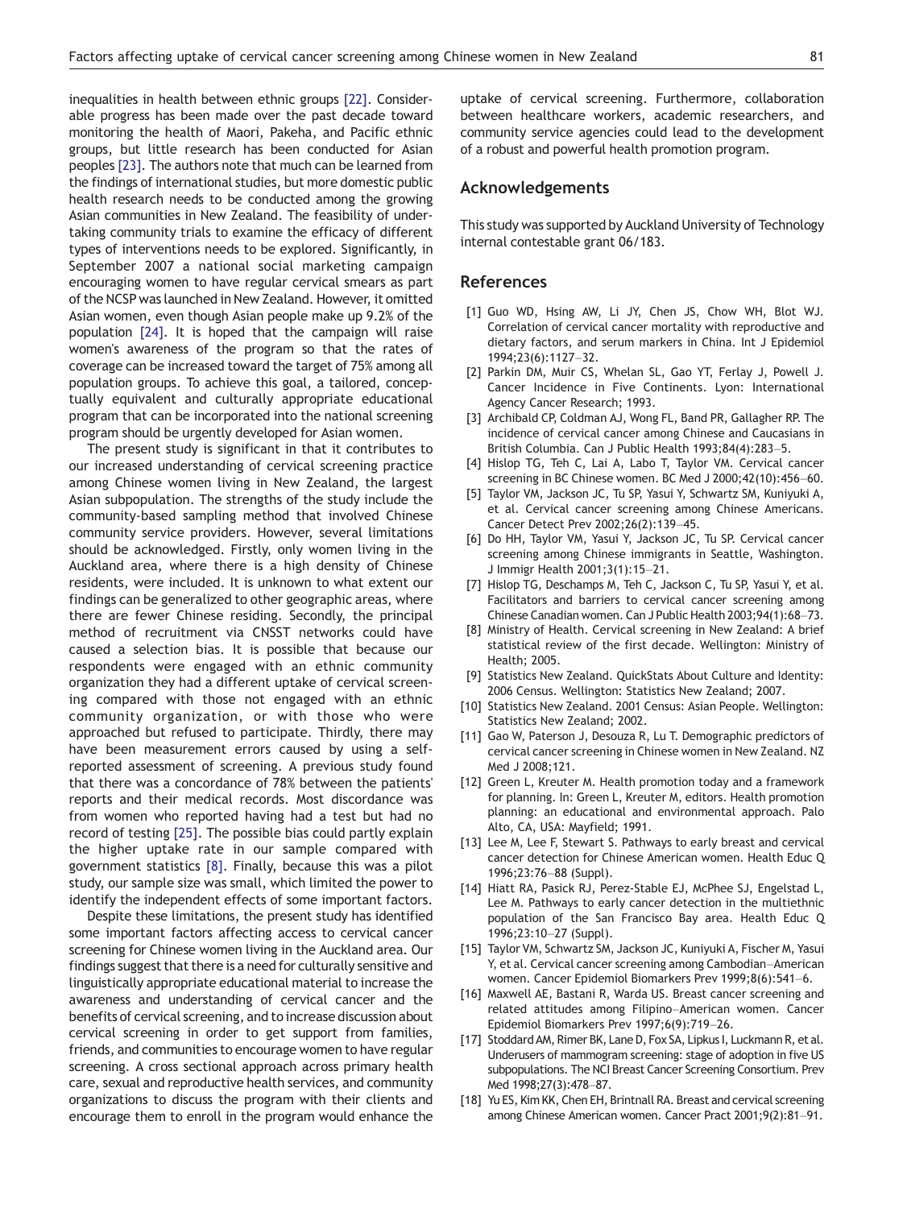inequalities in health between ethnic groups [22]. Considerable progress has been made over the past decade toward monitoring the health of Maori, Pakeha, and Pacific ethnic groups, but little research has been conducted for Asian peoples [23]. The authors note that much can be learned from the findings of international studies, but more domestic public health research needs to be conducted among the growing Asian communities in New Zealand. The feasibility of undertaking community trials to examine the efficacy of different types of interventions needs to be explored. Significantly, in September 2007 a national social marketing campaign encouraging women to have regular cervical smears as part of the NCSP was launched in New Zealand. However, it omitted Asian women, even though Asian people make up 9.2% of the population [24]. It is hoped that the campaign will raise women's awareness of the program so that the rates of coverage can be increased toward the target of 75% among all population groups. To achieve this goal, a tailored, conceptually equivalent and culturally appropriate educational program that can be incorporated into the national screening program should be urgently developed for Asian women.

The present study is significant in that it contributes to our increased understanding of cervical screening practice among Chinese women living in New Zealand, the largest Asian subpopulation. The strengths of the study include the community-based sampling method that involved Chinese community service providers. However, several limitations should be acknowledged. Firstly, only women living in the Auckland area, where there is a high density of Chinese residents, were included. It is unknown to what extent our findings can be generalized to other geographic areas, where there are fewer Chinese residing. Secondly, the principal method of recruitment via CNSST networks could have caused a selection bias. It is possible that because our respondents were engaged with an ethnic community organization they had a different uptake of cervical screening compared with those not engaged with an ethnic community organization, or with those who were approached but refused to participate. Thirdly, there may have been measurement errors caused by using a self-reported assessment of screening. A previous study found that there was a concordance of 78% between the patients' reports and their medical records. Most discordance was from women who reported having had a test but had no record of testing [25]. The possible bias could partly explain the higher uptake rate in our sample compared with government statistics [8]. Finally, because this was a pilot study, our sample size was small, which limited the power to identify the independent effects of some important factors.

Despite these limitations, the present study has identified some important factors affecting access to cervical cancer screening for Chinese women living in the Auckland area. Our findings suggest that there is a need for culturally sensitive and linguistically appropriate educational material to increase the awareness and understanding of cervical cancer and the benefits of cervical screening, and to increase discussion about cervical screening in order to get support from families, friends, and communities to encourage women to have regular screening. A cross sectional approach across primary health care, sexual and reproductive health services, and community organizations to discuss the program with their clients and encourage them to enroll in the program would enhance the uptake of cervical screening. Furthermore, collaboration between healthcare workers, academic researchers, and community service agencies could lead to the development of a robust and powerful health promotion program.

## Acknowledgements

This study was supported by Auckland University of Technology internal contestable grant 06/183.

## References

[1] Guo WD, Hsing AW, Li JY, Chen JS, Chow WH, Blot WJ. Correlation of cervical cancer mortality with reproductive and dietary factors, and serum markers in China. Int J Epidemiol 1994;23(6):1127–32.

[2] Parkin DM, Muir CS, Whelan SL, Gao YT, Ferlay J, Powell J. Cancer Incidence in Five Continents. Lyon: International Agency Cancer Research; 1993.

[3] Archibald CP, Coldman AJ, Wong FL, Band PR, Gallagher RP. The incidence of cervical cancer among Chinese and Caucasians in British Columbia. Can J Public Health 1993;84(4):283–5.

[4] Hislop TG, Teh C, Lai A, Labo T, Taylor VM. Cervical cancer screening in BC Chinese women. BC Med J 2000;42(10):456–60.

[5] Taylor VM, Jackson JC, Tu SP, Yasui Y, Schwartz SM, Kuniyuki A, et al. Cervical cancer screening among Chinese Americans. Cancer Detect Prev 2002;26(2):139–45.

[6] Do HH, Taylor VM, Yasui Y, Jackson JC, Tu SP. Cervical cancer screening among Chinese immigrants in Seattle, Washington. J Immigr Health 2001;3(1):15–21.

[7] Hislop TG, Deschamps M, Teh C, Jackson C, Tu SP, Yasui Y, et al. Facilitators and barriers to cervical cancer screening among Chinese Canadian women. Can J Public Health 2003;94(1):68–73.

[8] Ministry of Health. Cervical screening in New Zealand: A brief statistical review of the first decade. Wellington: Ministry of Health; 2005.

[9] Statistics New Zealand. QuickStats About Culture and Identity: 2006 Census. Wellington: Statistics New Zealand; 2007.

[10] Statistics New Zealand. 2001 Census: Asian People. Wellington: Statistics New Zealand; 2002.

[11] Gao W, Paterson J, Desouza R, Lu T. Demographic predictors of cervical cancer screening in Chinese women in New Zealand. NZ Med J 2008;121.

[12] Green L, Kreuter M. Health promotion today and a framework for planning. In: Green L, Kreuter M, editors. Health promotion planning: an educational and environmental approach. Palo Alto, CA, USA: Mayfield; 1991.

[13] Lee M, Lee F, Stewart S. Pathways to early breast and cervical cancer detection for Chinese American women. Health Educ Q 1996;23:76–88 (Suppl).

[14] Hiatt RA, Pasick RJ, Perez-Stable EJ, McPhee SJ, Engelstad L, Lee M. Pathways to early cancer detection in the multiethnic population of the San Francisco Bay area. Health Educ Q 1996;23:10–27 (Suppl).

[15] Taylor VM, Schwartz SM, Jackson JC, Kuniyuki A, Fischer M, Yasui Y, et al. Cervical cancer screening among Cambodian–American women. Cancer Epidemiol Biomarkers Prev 1999;8(6):541–6.

[16] Maxwell AE, Bastani R, Warda US. Breast cancer screening and related attitudes among Filipino–American women. Cancer Epidemiol Biomarkers Prev 1997;6(9):719–26.

[17] Stoddard AM, Rimer BK, Lane D, Fox SA, Lipkus I, Luckmann R, et al. Underusers of mammogram screening: stage of adoption in five US subpopulations. The NCI Breast Cancer Screening Consortium. Prev Med 1998;27(3):478–87.

[18] Yu ES, Kim KK, Chen EH, Brintnall RA. Breast and cervical screening among Chinese American women. Cancer Pract 2001;9(2):81–91.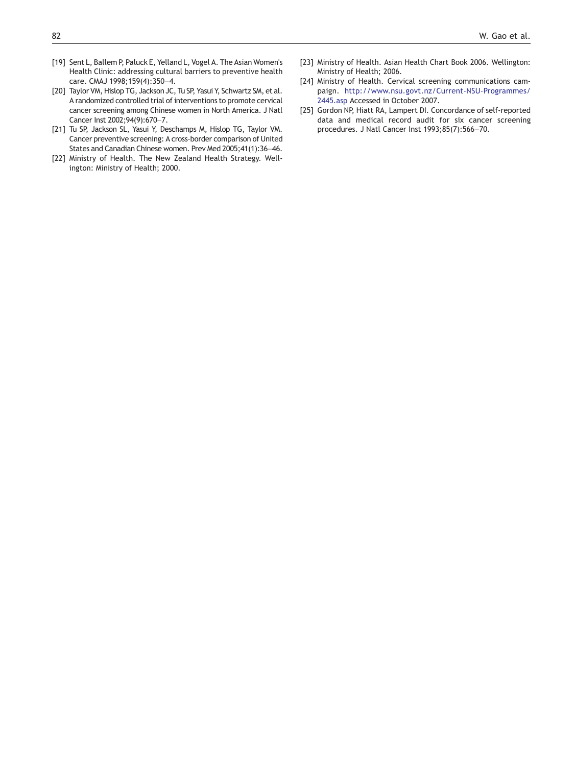[19] Sent L, Ballem P, Paluck E, Yelland L, Vogel A. The Asian Women's Health Clinic: addressing cultural barriers to preventive health care. CMAJ 1998;159(4):350—4.

[20] Taylor VM, Hislop TG, Jackson JC, Tu SP, Yasui Y, Schwartz SM, et al. A randomized controlled trial of interventions to promote cervical cancer screening among Chinese women in North America. J Natl Cancer Inst 2002;94(9):670—7.

[21] Tu SP, Jackson SL, Yasui Y, Deschamps M, Hislop TG, Taylor VM. Cancer preventive screening: A cross-border comparison of United States and Canadian Chinese women. Prev Med 2005;41(1):36—46.

[22] Ministry of Health. The New Zealand Health Strategy. Wellington: Ministry of Health; 2000.

[23] Ministry of Health. Asian Health Chart Book 2006. Wellington: Ministry of Health; 2006.

[24] Ministry of Health. Cervical screening communications campaign. http://www.nsu.govt.nz/Current-NSU-Programmes/2445.asp Accessed in October 2007.

[25] Gordon NP, Hiatt RA, Lampert DI. Concordance of self-reported data and medical record audit for six cancer screening procedures. J Natl Cancer Inst 1993;85(7):566—70.